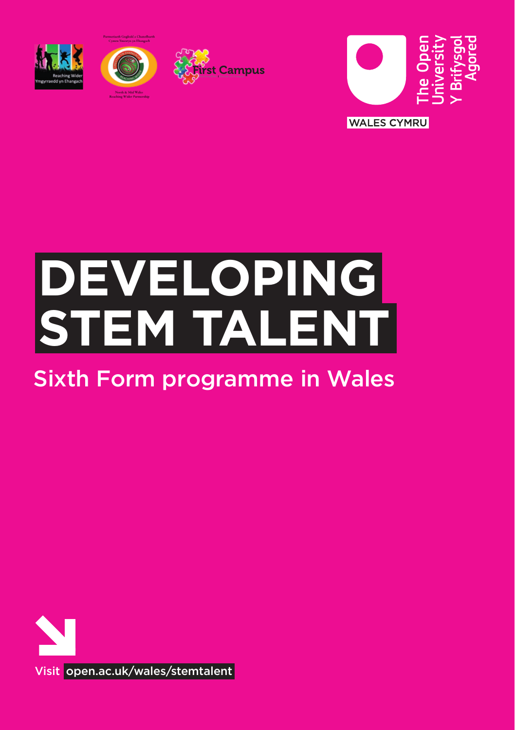# DEVELOPING STEM TALENT

## Sixth Form programme in Wales

Visit open.ac.uk/wales/stemtalent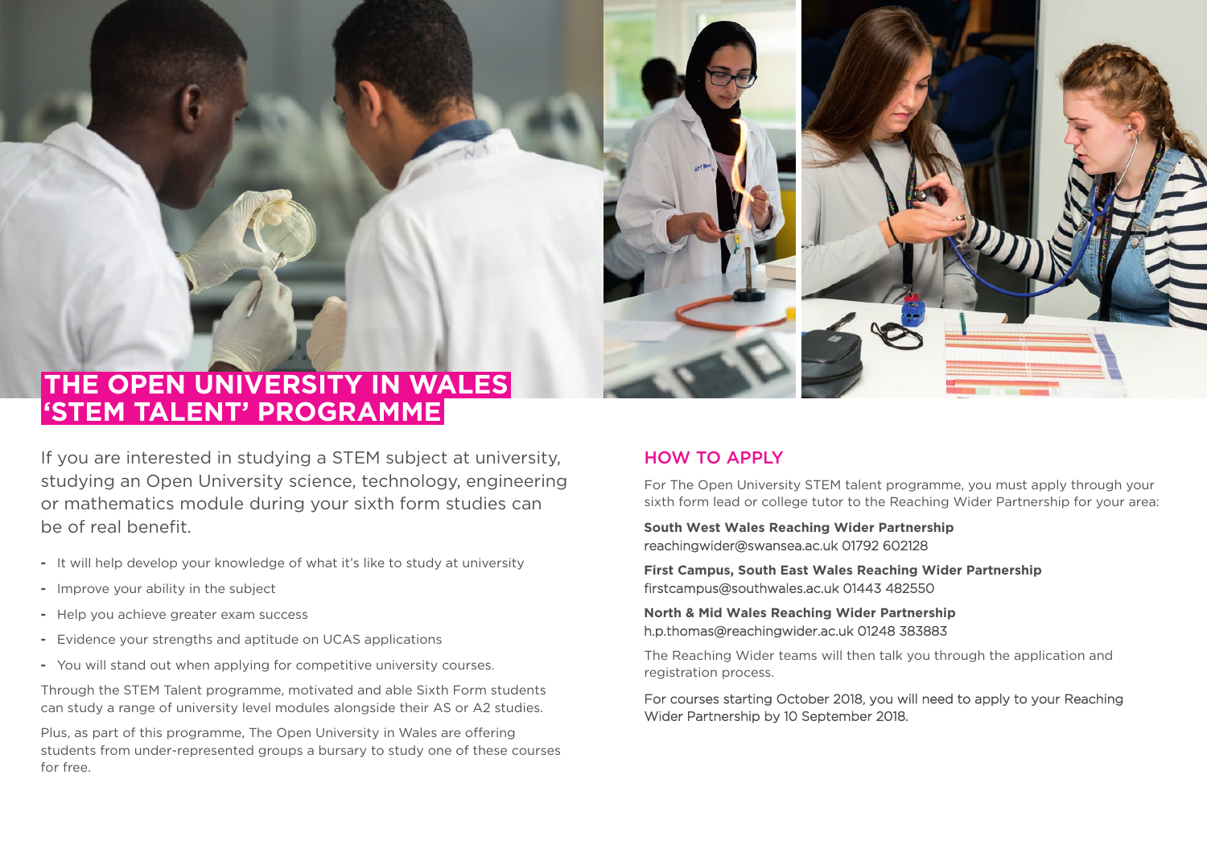# THE OPEN UNIVERSITY IN WALES 'STEM TALENT' PROGRAMME

If you are interested in studying a STEM subject at university, studying an Open University science, technology, engineering or mathematics module during your sixth form studies can be of real benefit.

- It will help develop your knowledge of what it's like to study at university
- Improve your ability in the subject
- Help you achieve greater exam success
- Evidence your strengths and aptitude on UCAS applications
- You will stand out when applying for competitive university courses.

Through the STEM Talent programme, motivated and able Sixth Form students can study a range of university level modules alongside their AS or A2 studies.

Plus, as part of this programme, The Open University in Wales are offering students from under-represented groups a bursary to study one of these courses for free.

## HOW TO APPLY

For The Open University STEM talent programme, you must apply through your sixth form lead or college tutor to the Reaching Wider Partnership for your area:

**South West Wales Reaching Wider Partnership**
reachingwider@swansea.ac.uk 01792 602128

**First Campus, South East Wales Reaching Wider Partnership**
firstcampus@southwales.ac.uk 01443 482550

**North & Mid Wales Reaching Wider Partnership**
h.p.thomas@reachingwider.ac.uk 01248 383883

The Reaching Wider teams will then talk you through the application and registration process.

For courses starting October 2018, you will need to apply to your Reaching Wider Partnership by 10 September 2018.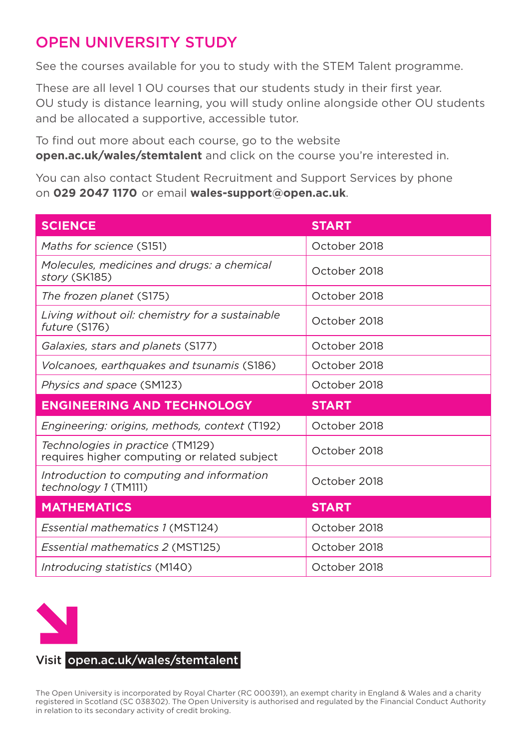# OPEN UNIVERSITY STUDY

See the courses available for you to study with the STEM Talent programme.

These are all level 1 OU courses that our students study in their first year. OU study is distance learning, you will study online alongside other OU students and be allocated a supportive, accessible tutor.

To find out more about each course, go to the website **open.ac.uk/wales/stemtalent** and click on the course you're interested in.

You can also contact Student Recruitment and Support Services by phone on **029 2047 1170** or email **wales-support@open.ac.uk**.

| SCIENCE | START |
|---|---|
| *Maths for science* (S151) | October 2018 |
| *Molecules, medicines and drugs: a chemical story* (SK185) | October 2018 |
| *The frozen planet* (S175) | October 2018 |
| *Living without oil: chemistry for a sustainable future* (S176) | October 2018 |
| *Galaxies, stars and planets* (S177) | October 2018 |
| *Volcanoes, earthquakes and tsunamis* (S186) | October 2018 |
| *Physics and space* (SM123) | October 2018 |
| **ENGINEERING AND TECHNOLOGY** | **START** |
| *Engineering: origins, methods, context* (T192) | October 2018 |
| *Technologies in practice* (TM129) requires higher computing or related subject | October 2018 |
| *Introduction to computing and information technology 1* (TM111) | October 2018 |
| **MATHEMATICS** | **START** |
| *Essential mathematics 1* (MST124) | October 2018 |
| *Essential mathematics 2* (MST125) | October 2018 |
| *Introducing statistics* (M140) | October 2018 |

Visit **open.ac.uk/wales/stemtalent**

The Open University is incorporated by Royal Charter (RC 000391), an exempt charity in England & Wales and a charity registered in Scotland (SC 038302). The Open University is authorised and regulated by the Financial Conduct Authority in relation to its secondary activity of credit broking.